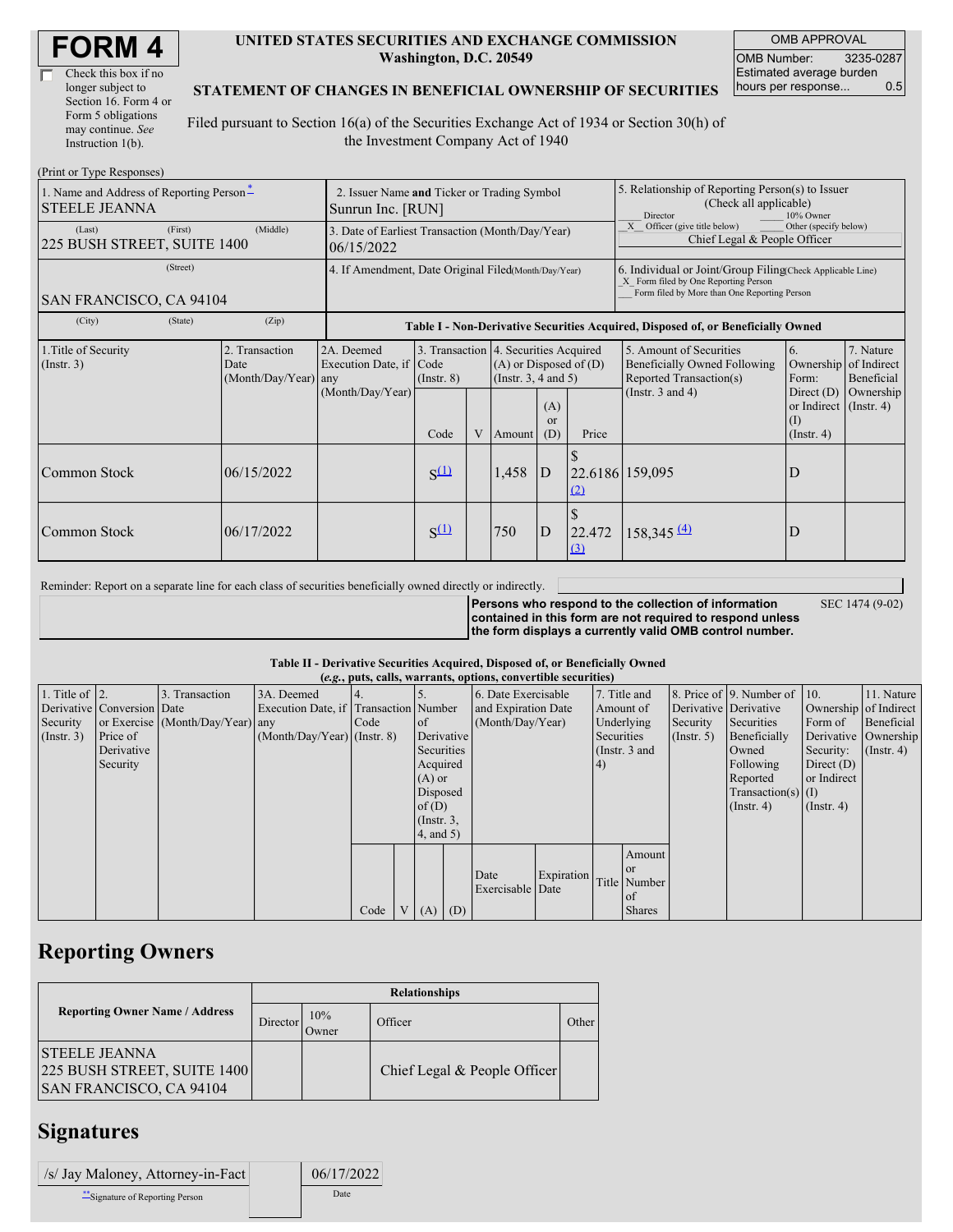# FORM 4

☐ Check this box if no longer subject to Section 16. Form 4 or Form 5 obligations may continue. *See* Instruction 1(b).

**UNITED STATES SECURITIES AND EXCHANGE COMMISSION**
**Washington, D.C. 20549**

**STATEMENT OF CHANGES IN BENEFICIAL OWNERSHIP OF SECURITIES**

Filed pursuant to Section 16(a) of the Securities Exchange Act of 1934 or Section 30(h) of the Investment Company Act of 1940

| OMB APPROVAL | |
|---|---|
| OMB Number: | 3235-0287 |
| Estimated average burden hours per response... | 0.5 |

(Print or Type Responses)

| | | |
|---|---|---|
| 1. Name and Address of Reporting Person* STEELE JEANNA | 2. Issuer Name **and** Ticker or Trading Symbol Sunrun Inc. [RUN] | 5. Relationship of Reporting Person(s) to Issuer (Check all applicable) ___ Director ___ 10% Owner _X_ Officer (give title below) ___ Other (specify below) Chief Legal & People Officer |
| (Last) (First) (Middle) 225 BUSH STREET, SUITE 1400 | 3. Date of Earliest Transaction (Month/Day/Year) 06/15/2022 | |
| (Street) SAN FRANCISCO, CA 94104 | 4. If Amendment, Date Original Filed(Month/Day/Year) | 6. Individual or Joint/Group Filing(Check Applicable Line) _X_ Form filed by One Reporting Person ___ Form filed by More than One Reporting Person |
| (City) (State) (Zip) | | |

**Table I - Non-Derivative Securities Acquired, Disposed of, or Beneficially Owned**

| 1.Title of Security (Instr. 3) | 2. Transaction Date (Month/Day/Year) | 2A. Deemed Execution Date, if any (Month/Day/Year) | 3. Transaction Code (Instr. 8) | | 4. Securities Acquired (A) or Disposed of (D) (Instr. 3, 4 and 5) | | | 5. Amount of Securities Beneficially Owned Following Reported Transaction(s) (Instr. 3 and 4) | 6. Ownership Form: Direct (D) or Indirect (I) (Instr. 4) | 7. Nature of Indirect Beneficial Ownership (Instr. 4) |
|---|---|---|---|---|---|---|---|---|---|---|
| | | | Code | V | Amount | (A) or (D) | Price | | | |
| Common Stock | 06/15/2022 | | S[(1)] | | 1,458 | D | $ 22.6186 [(2)] | 159,095 | D | |
| Common Stock | 06/17/2022 | | S[(1)] | | 750 | D | $ 22.472 [(3)] | 158,345 [(4)] | D | |

Reminder: Report on a separate line for each class of securities beneficially owned directly or indirectly.

**Persons who respond to the collection of information contained in this form are not required to respond unless the form displays a currently valid OMB control number.** SEC 1474 (9-02)

**Table II - Derivative Securities Acquired, Disposed of, or Beneficially Owned**
**(*e.g.*, puts, calls, warrants, options, convertible securities)**

| 1. Title of Derivative Security (Instr. 3) | 2. Conversion or Exercise Price of Derivative Security | 3. Transaction Date (Month/Day/Year) | 3A. Deemed Execution Date, if any (Month/Day/Year) | 4. Transaction Code (Instr. 8) | | 5. Number of Derivative Securities Acquired (A) or Disposed of (D) (Instr. 3, 4, and 5) | | 6. Date Exercisable and Expiration Date (Month/Day/Year) | | 7. Title and Amount of Underlying Securities (Instr. 3 and 4) | | 8. Price of Derivative Security (Instr. 5) | 9. Number of Derivative Securities Beneficially Owned Following Reported Transaction(s) (Instr. 4) | 10. Ownership Form of Derivative Security: Direct (D) or Indirect (I) (Instr. 4) | 11. Nature of Indirect Beneficial Ownership (Instr. 4) |
|---|---|---|---|---|---|---|---|---|---|---|---|---|---|---|---|
| | | | | Code | V | (A) | (D) | Date Exercisable | Expiration Date | Title | Amount or Number of Shares | | | | |

## Reporting Owners

| Reporting Owner Name / Address | Relationships | | | |
|---|---|---|---|---|
| | Director | 10% Owner | Officer | Other |
| STEELE JEANNA 225 BUSH STREET, SUITE 1400 SAN FRANCISCO, CA 94104 | | | Chief Legal & People Officer | |

## Signatures

| | |
|---|---|
| /s/ Jay Maloney, Attorney-in-Fact | 06/17/2022 |
| **Signature of Reporting Person | Date |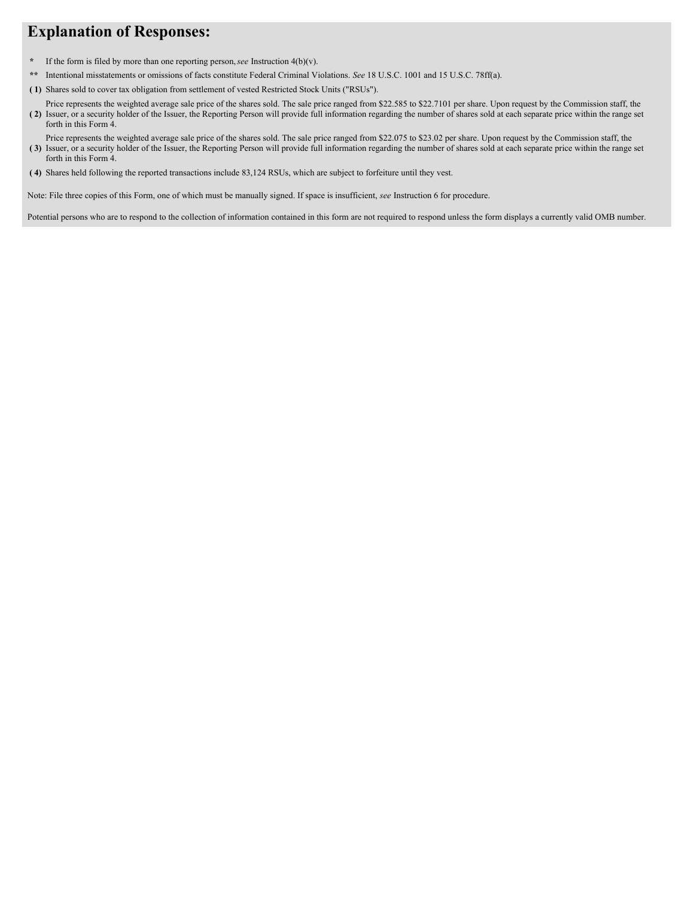# Explanation of Responses:

\* If the form is filed by more than one reporting person, *see* Instruction 4(b)(v).

\*\* Intentional misstatements or omissions of facts constitute Federal Criminal Violations. *See* 18 U.S.C. 1001 and 15 U.S.C. 78ff(a).

**( 1)** Shares sold to cover tax obligation from settlement of vested Restricted Stock Units ("RSUs").

**( 2)** Price represents the weighted average sale price of the shares sold. The sale price ranged from $22.585 to $22.7101 per share. Upon request by the Commission staff, the Issuer, or a security holder of the Issuer, the Reporting Person will provide full information regarding the number of shares sold at each separate price within the range set forth in this Form 4.

**( 3)** Price represents the weighted average sale price of the shares sold. The sale price ranged from $22.075 to $23.02 per share. Upon request by the Commission staff, the Issuer, or a security holder of the Issuer, the Reporting Person will provide full information regarding the number of shares sold at each separate price within the range set forth in this Form 4.

**( 4)** Shares held following the reported transactions include 83,124 RSUs, which are subject to forfeiture until they vest.

Note: File three copies of this Form, one of which must be manually signed. If space is insufficient, *see* Instruction 6 for procedure.

Potential persons who are to respond to the collection of information contained in this form are not required to respond unless the form displays a currently valid OMB number.